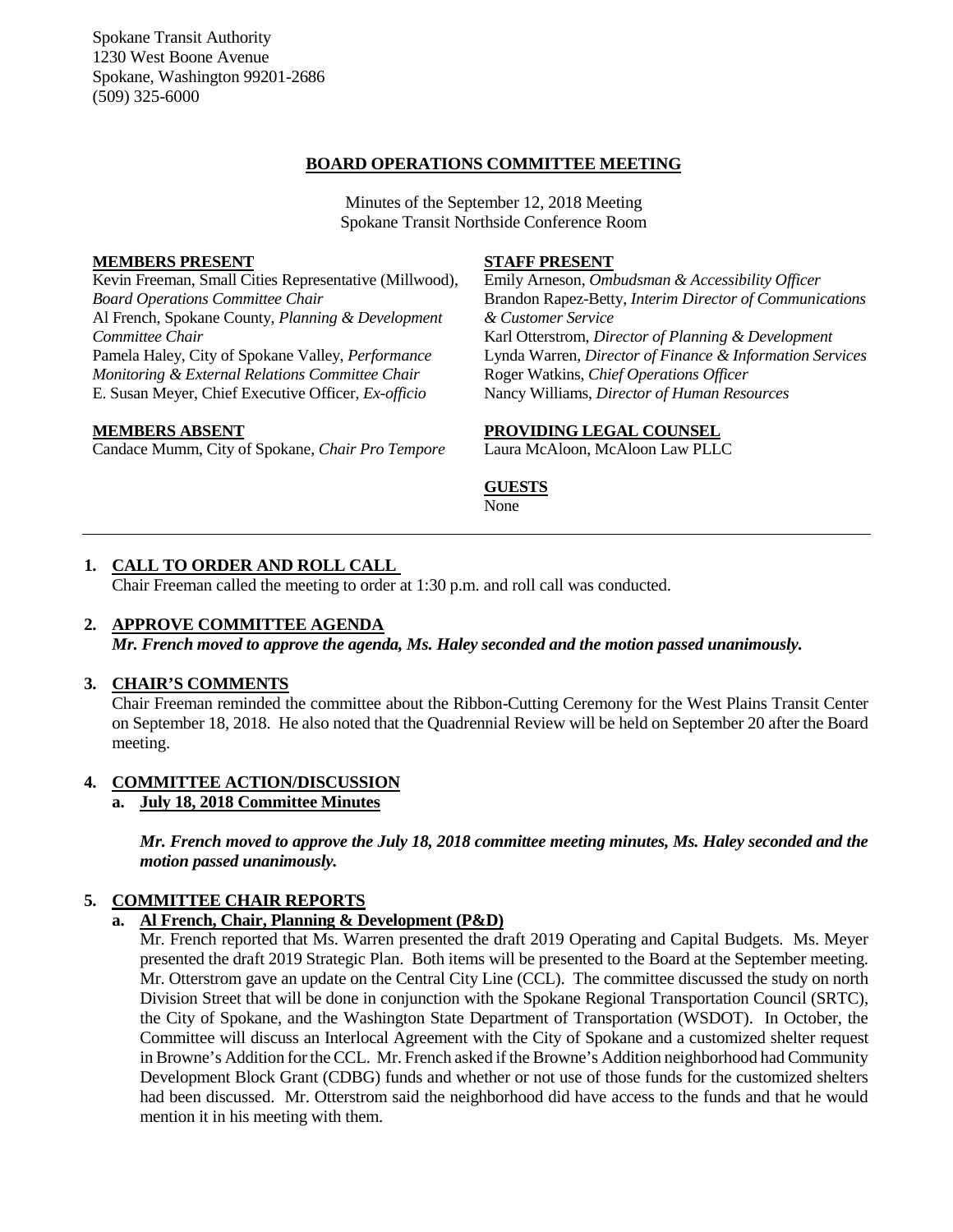Spokane Transit Authority
1230 West Boone Avenue
Spokane, Washington 99201-2686
(509) 325-6000

## BOARD OPERATIONS COMMITTEE MEETING

Minutes of the September 12, 2018 Meeting
Spokane Transit Northside Conference Room

**MEMBERS PRESENT**

Kevin Freeman, Small Cities Representative (Millwood), *Board Operations Committee Chair*
Al French, Spokane County, *Planning & Development Committee Chair*
Pamela Haley, City of Spokane Valley, *Performance Monitoring & External Relations Committee Chair*
E. Susan Meyer, Chief Executive Officer, *Ex-officio*

**MEMBERS ABSENT**

Candace Mumm, City of Spokane, *Chair Pro Tempore*

**STAFF PRESENT**

Emily Arneson, *Ombudsman & Accessibility Officer*
Brandon Rapez-Betty, *Interim Director of Communications & Customer Service*
Karl Otterstrom, *Director of Planning & Development*
Lynda Warren, *Director of Finance & Information Services*
Roger Watkins, *Chief Operations Officer*
Nancy Williams, *Director of Human Resources*

**PROVIDING LEGAL COUNSEL**

Laura McAloon, McAloon Law PLLC

**GUESTS**

None

---

**1. CALL TO ORDER AND ROLL CALL**

Chair Freeman called the meeting to order at 1:30 p.m. and roll call was conducted.

**2. APPROVE COMMITTEE AGENDA**

***Mr. French moved to approve the agenda, Ms. Haley seconded and the motion passed unanimously.***

**3. CHAIR'S COMMENTS**

Chair Freeman reminded the committee about the Ribbon-Cutting Ceremony for the West Plains Transit Center on September 18, 2018. He also noted that the Quadrennial Review will be held on September 20 after the Board meeting.

**4. COMMITTEE ACTION/DISCUSSION**

**a. July 18, 2018 Committee Minutes**

***Mr. French moved to approve the July 18, 2018 committee meeting minutes, Ms. Haley seconded and the motion passed unanimously.***

**5. COMMITTEE CHAIR REPORTS**

**a. Al French, Chair, Planning & Development (P&D)**

Mr. French reported that Ms. Warren presented the draft 2019 Operating and Capital Budgets. Ms. Meyer presented the draft 2019 Strategic Plan. Both items will be presented to the Board at the September meeting. Mr. Otterstrom gave an update on the Central City Line (CCL). The committee discussed the study on north Division Street that will be done in conjunction with the Spokane Regional Transportation Council (SRTC), the City of Spokane, and the Washington State Department of Transportation (WSDOT). In October, the Committee will discuss an Interlocal Agreement with the City of Spokane and a customized shelter request in Browne's Addition for the CCL. Mr. French asked if the Browne's Addition neighborhood had Community Development Block Grant (CDBG) funds and whether or not use of those funds for the customized shelters had been discussed. Mr. Otterstrom said the neighborhood did have access to the funds and that he would mention it in his meeting with them.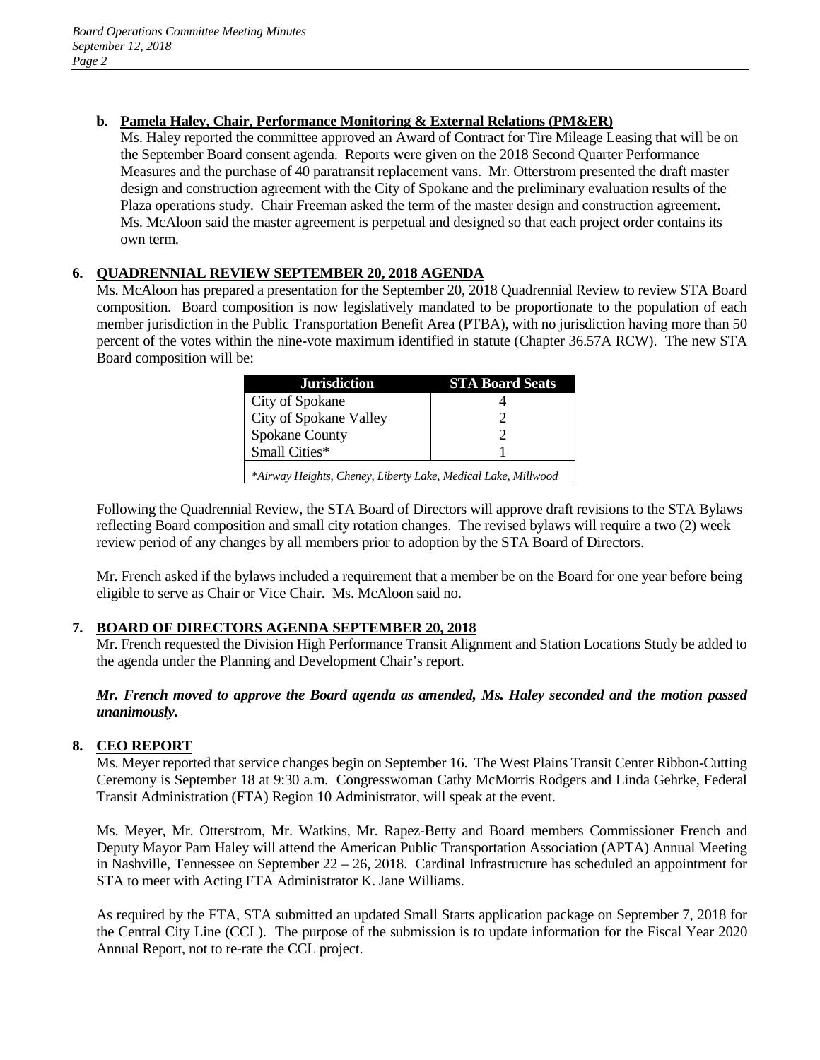**b. Pamela Haley, Chair, Performance Monitoring & External Relations (PM&ER)**

Ms. Haley reported the committee approved an Award of Contract for Tire Mileage Leasing that will be on the September Board consent agenda. Reports were given on the 2018 Second Quarter Performance Measures and the purchase of 40 paratransit replacement vans. Mr. Otterstrom presented the draft master design and construction agreement with the City of Spokane and the preliminary evaluation results of the Plaza operations study. Chair Freeman asked the term of the master design and construction agreement. Ms. McAloon said the master agreement is perpetual and designed so that each project order contains its own term.

## 6. QUADRENNIAL REVIEW SEPTEMBER 20, 2018 AGENDA

Ms. McAloon has prepared a presentation for the September 20, 2018 Quadrennial Review to review STA Board composition. Board composition is now legislatively mandated to be proportionate to the population of each member jurisdiction in the Public Transportation Benefit Area (PTBA), with no jurisdiction having more than 50 percent of the votes within the nine-vote maximum identified in statute (Chapter 36.57A RCW). The new STA Board composition will be:

| Jurisdiction | STA Board Seats |
|---|---|
| City of Spokane | 4 |
| City of Spokane Valley | 2 |
| Spokane County | 2 |
| Small Cities* | 1 |

*\*Airway Heights, Cheney, Liberty Lake, Medical Lake, Millwood*

Following the Quadrennial Review, the STA Board of Directors will approve draft revisions to the STA Bylaws reflecting Board composition and small city rotation changes. The revised bylaws will require a two (2) week review period of any changes by all members prior to adoption by the STA Board of Directors.

Mr. French asked if the bylaws included a requirement that a member be on the Board for one year before being eligible to serve as Chair or Vice Chair. Ms. McAloon said no.

## 7. BOARD OF DIRECTORS AGENDA SEPTEMBER 20, 2018

Mr. French requested the Division High Performance Transit Alignment and Station Locations Study be added to the agenda under the Planning and Development Chair's report.

***Mr. French moved to approve the Board agenda as amended, Ms. Haley seconded and the motion passed unanimously.***

## 8. CEO REPORT

Ms. Meyer reported that service changes begin on September 16. The West Plains Transit Center Ribbon-Cutting Ceremony is September 18 at 9:30 a.m. Congresswoman Cathy McMorris Rodgers and Linda Gehrke, Federal Transit Administration (FTA) Region 10 Administrator, will speak at the event.

Ms. Meyer, Mr. Otterstrom, Mr. Watkins, Mr. Rapez-Betty and Board members Commissioner French and Deputy Mayor Pam Haley will attend the American Public Transportation Association (APTA) Annual Meeting in Nashville, Tennessee on September 22 – 26, 2018. Cardinal Infrastructure has scheduled an appointment for STA to meet with Acting FTA Administrator K. Jane Williams.

As required by the FTA, STA submitted an updated Small Starts application package on September 7, 2018 for the Central City Line (CCL). The purpose of the submission is to update information for the Fiscal Year 2020 Annual Report, not to re-rate the CCL project.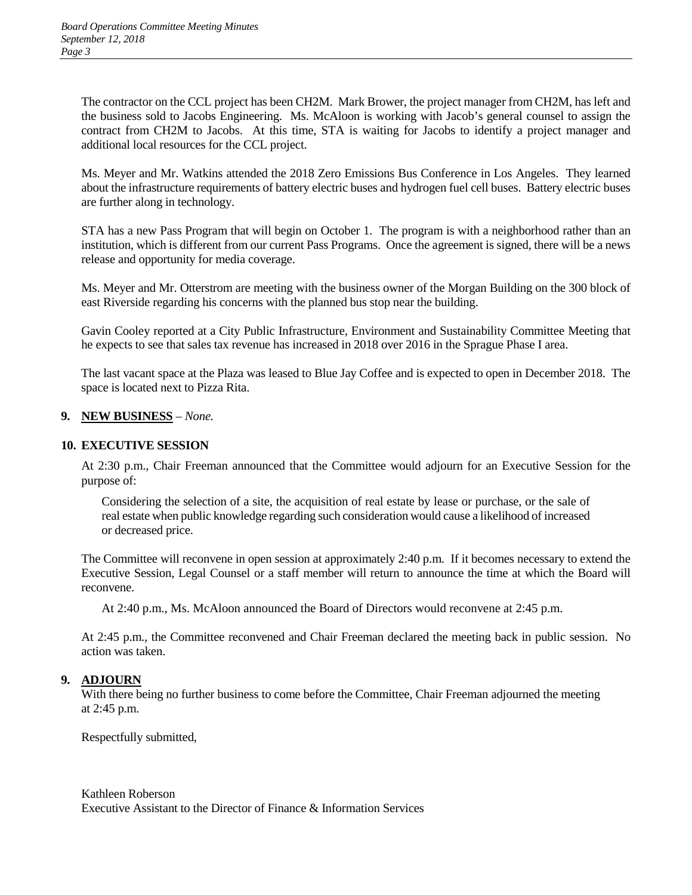The contractor on the CCL project has been CH2M. Mark Brower, the project manager from CH2M, has left and the business sold to Jacobs Engineering. Ms. McAloon is working with Jacob's general counsel to assign the contract from CH2M to Jacobs. At this time, STA is waiting for Jacobs to identify a project manager and additional local resources for the CCL project.

Ms. Meyer and Mr. Watkins attended the 2018 Zero Emissions Bus Conference in Los Angeles. They learned about the infrastructure requirements of battery electric buses and hydrogen fuel cell buses. Battery electric buses are further along in technology.

STA has a new Pass Program that will begin on October 1. The program is with a neighborhood rather than an institution, which is different from our current Pass Programs. Once the agreement is signed, there will be a news release and opportunity for media coverage.

Ms. Meyer and Mr. Otterstrom are meeting with the business owner of the Morgan Building on the 300 block of east Riverside regarding his concerns with the planned bus stop near the building.

Gavin Cooley reported at a City Public Infrastructure, Environment and Sustainability Committee Meeting that he expects to see that sales tax revenue has increased in 2018 over 2016 in the Sprague Phase I area.

The last vacant space at the Plaza was leased to Blue Jay Coffee and is expected to open in December 2018. The space is located next to Pizza Rita.

**9. NEW BUSINESS** – *None.*

**10. EXECUTIVE SESSION**

At 2:30 p.m., Chair Freeman announced that the Committee would adjourn for an Executive Session for the purpose of:

> Considering the selection of a site, the acquisition of real estate by lease or purchase, or the sale of real estate when public knowledge regarding such consideration would cause a likelihood of increased or decreased price.

The Committee will reconvene in open session at approximately 2:40 p.m. If it becomes necessary to extend the Executive Session, Legal Counsel or a staff member will return to announce the time at which the Board will reconvene.

At 2:40 p.m., Ms. McAloon announced the Board of Directors would reconvene at 2:45 p.m.

At 2:45 p.m., the Committee reconvened and Chair Freeman declared the meeting back in public session. No action was taken.

**9. ADJOURN**

With there being no further business to come before the Committee, Chair Freeman adjourned the meeting at 2:45 p.m.

Respectfully submitted,

Kathleen Roberson
Executive Assistant to the Director of Finance & Information Services